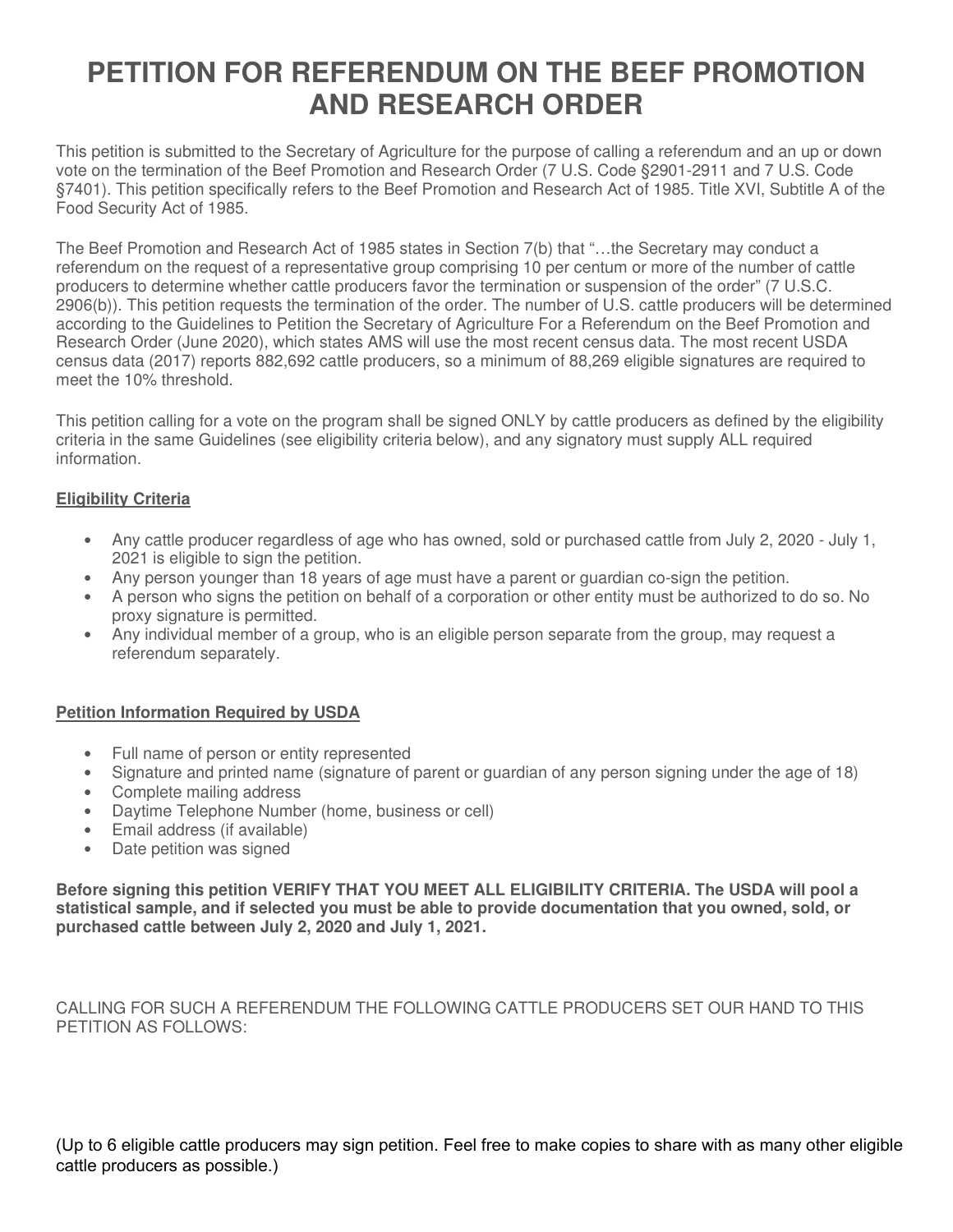# PETITION FOR REFERENDUM ON THE BEEF PROMOTION AND RESEARCH ORDER

This petition is submitted to the Secretary of Agriculture for the purpose of calling a referendum and an up or down vote on the termination of the Beef Promotion and Research Order (7 U.S. Code §2901-2911 and 7 U.S. Code §7401). This petition specifically refers to the Beef Promotion and Research Act of 1985. Title XVI, Subtitle A of the Food Security Act of 1985.

The Beef Promotion and Research Act of 1985 states in Section 7(b) that "…the Secretary may conduct a referendum on the request of a representative group comprising 10 per centum or more of the number of cattle producers to determine whether cattle producers favor the termination or suspension of the order" (7 U.S.C. 2906(b)). This petition requests the termination of the order. The number of U.S. cattle producers will be determined according to the Guidelines to Petition the Secretary of Agriculture For a Referendum on the Beef Promotion and Research Order (June 2020), which states AMS will use the most recent census data. The most recent USDA census data (2017) reports 882,692 cattle producers, so a minimum of 88,269 eligible signatures are required to meet the 10% threshold.

This petition calling for a vote on the program shall be signed ONLY by cattle producers as defined by the eligibility criteria in the same Guidelines (see eligibility criteria below), and any signatory must supply ALL required information.

**Eligibility Criteria**

- Any cattle producer regardless of age who has owned, sold or purchased cattle from July 2, 2020 - July 1, 2021 is eligible to sign the petition.
- Any person younger than 18 years of age must have a parent or guardian co-sign the petition.
- A person who signs the petition on behalf of a corporation or other entity must be authorized to do so. No proxy signature is permitted.
- Any individual member of a group, who is an eligible person separate from the group, may request a referendum separately.

**Petition Information Required by USDA**

- Full name of person or entity represented
- Signature and printed name (signature of parent or guardian of any person signing under the age of 18)
- Complete mailing address
- Daytime Telephone Number (home, business or cell)
- Email address (if available)
- Date petition was signed

**Before signing this petition VERIFY THAT YOU MEET ALL ELIGIBILITY CRITERIA. The USDA will pool a statistical sample, and if selected you must be able to provide documentation that you owned, sold, or purchased cattle between July 2, 2020 and July 1, 2021.**

CALLING FOR SUCH A REFERENDUM THE FOLLOWING CATTLE PRODUCERS SET OUR HAND TO THIS PETITION AS FOLLOWS:

(Up to 6 eligible cattle producers may sign petition. Feel free to make copies to share with as many other eligible cattle producers as possible.)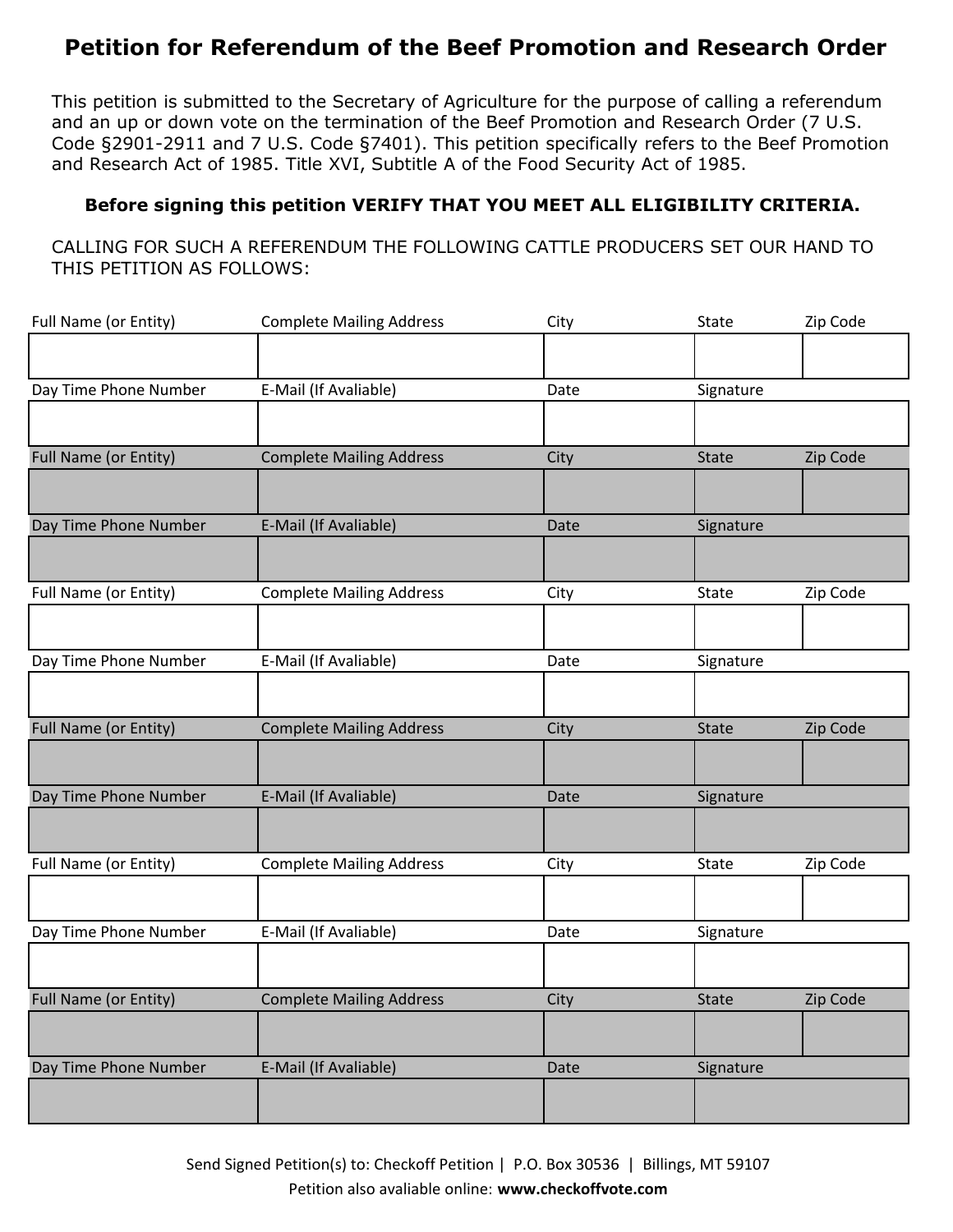# Petition for Referendum of the Beef Promotion and Research Order

This petition is submitted to the Secretary of Agriculture for the purpose of calling a referendum and an up or down vote on the termination of the Beef Promotion and Research Order (7 U.S. Code §2901-2911 and 7 U.S. Code §7401). This petition specifically refers to the Beef Promotion and Research Act of 1985. Title XVI, Subtitle A of the Food Security Act of 1985.

**Before signing this petition VERIFY THAT YOU MEET ALL ELIGIBILITY CRITERIA.**

CALLING FOR SUCH A REFERENDUM THE FOLLOWING CATTLE PRODUCERS SET OUR HAND TO THIS PETITION AS FOLLOWS:

| Full Name (or Entity) | Complete Mailing Address | City | State | Zip Code |
|---|---|---|---|---|
| | | | | |
| Day Time Phone Number | E-Mail (If Avaliable) | Date | Signature | |
| | | | | |
| Full Name (or Entity) | Complete Mailing Address | City | State | Zip Code |
| | | | | |
| Day Time Phone Number | E-Mail (If Avaliable) | Date | Signature | |
| | | | | |
| Full Name (or Entity) | Complete Mailing Address | City | State | Zip Code |
| | | | | |
| Day Time Phone Number | E-Mail (If Avaliable) | Date | Signature | |
| | | | | |
| Full Name (or Entity) | Complete Mailing Address | City | State | Zip Code |
| | | | | |
| Day Time Phone Number | E-Mail (If Avaliable) | Date | Signature | |
| | | | | |
| Full Name (or Entity) | Complete Mailing Address | City | State | Zip Code |
| | | | | |
| Day Time Phone Number | E-Mail (If Avaliable) | Date | Signature | |
| | | | | |
| Full Name (or Entity) | Complete Mailing Address | City | State | Zip Code |
| | | | | |
| Day Time Phone Number | E-Mail (If Avaliable) | Date | Signature | |
| | | | | |

Send Signed Petition(s) to: Checkoff Petition | P.O. Box 30536 | Billings, MT 59107

Petition also avaliable online: **www.checkoffvote.com**